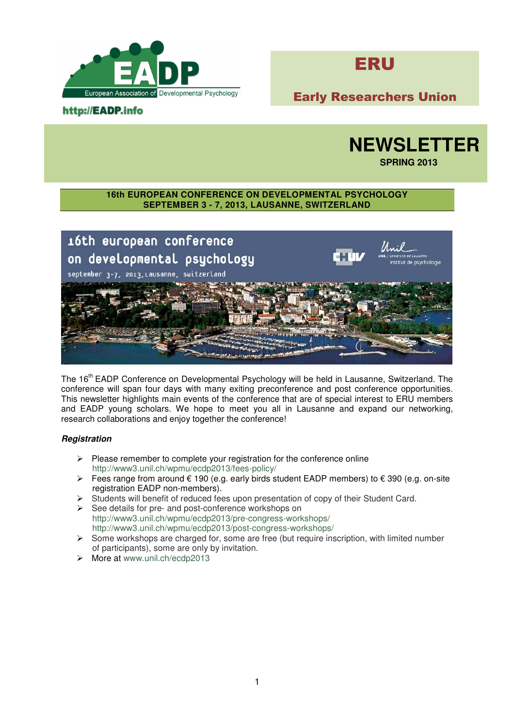EADP — European Association of Developmental Psychology

http://EADP.info

# ERU

## Early Researchers Union

# NEWSLETTER

**SPRING 2013**

**16th EUROPEAN CONFERENCE ON DEVELOPMENTAL PSYCHOLOGY**
**SEPTEMBER 3 - 7, 2013, LAUSANNE, SWITZERLAND**

16th european conference on developmental psychology
september 3-7, 2013, lausanne, switzerland

The 16th EADP Conference on Developmental Psychology will be held in Lausanne, Switzerland. The conference will span four days with many exiting preconference and post conference opportunities. This newsletter highlights main events of the conference that are of special interest to ERU members and EADP young scholars. We hope to meet you all in Lausanne and expand our networking, research collaborations and enjoy together the conference!

***Registration***

- Please remember to complete your registration for the conference online http://www3.unil.ch/wpmu/ecdp2013/fees-policy/
- Fees range from around € 190 (e.g. early birds student EADP members) to € 390 (e.g. on-site registration EADP non-members).
- Students will benefit of reduced fees upon presentation of copy of their Student Card.
- See details for pre- and post-conference workshops on http://www3.unil.ch/wpmu/ecdp2013/pre-congress-workshops/ http://www3.unil.ch/wpmu/ecdp2013/post-congress-workshops/
- Some workshops are charged for, some are free (but require inscription, with limited number of participants), some are only by invitation.
- More at www.unil.ch/ecdp2013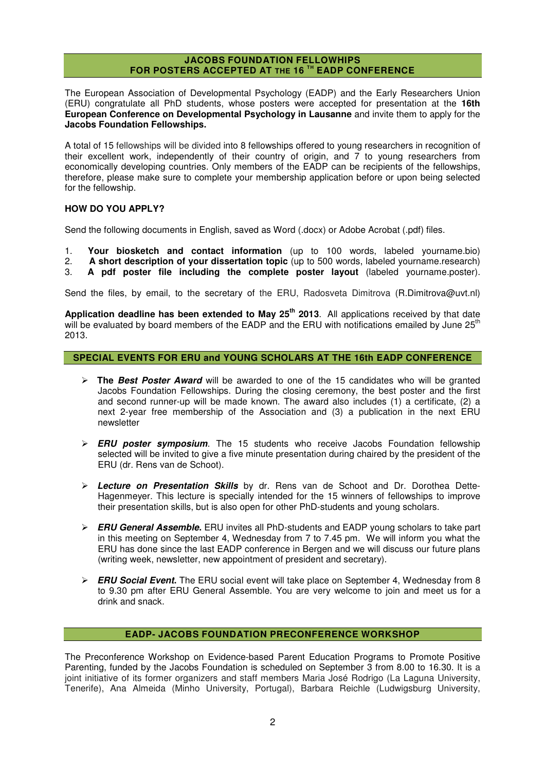## JACOBS FOUNDATION FELLOWHIPS FOR POSTERS ACCEPTED AT THE 16 TH EADP CONFERENCE

The European Association of Developmental Psychology (EADP) and the Early Researchers Union (ERU) congratulate all PhD students, whose posters were accepted for presentation at the **16th European Conference on Developmental Psychology in Lausanne** and invite them to apply for the **Jacobs Foundation Fellowships.**

A total of 15 fellowships will be divided into 8 fellowships offered to young researchers in recognition of their excellent work, independently of their country of origin, and 7 to young researchers from economically developing countries. Only members of the EADP can be recipients of the fellowships, therefore, please make sure to complete your membership application before or upon being selected for the fellowship.

### HOW DO YOU APPLY?

Send the following documents in English, saved as Word (.docx) or Adobe Acrobat (.pdf) files.

1. **Your biosketch and contact information** (up to 100 words, labeled yourname.bio)
2. **A short description of your dissertation topic** (up to 500 words, labeled yourname.research)
3. **A pdf poster file including the complete poster layout** (labeled yourname.poster).

Send the files, by email, to the secretary of the ERU, Radosveta Dimitrova (R.Dimitrova@uvt.nl)

**Application deadline has been extended to May 25th 2013**. All applications received by that date will be evaluated by board members of the EADP and the ERU with notifications emailed by June 25th 2013.

## SPECIAL EVENTS FOR ERU and YOUNG SCHOLARS AT THE 16th EADP CONFERENCE

- **The *Best Poster Award*** will be awarded to one of the 15 candidates who will be granted Jacobs Foundation Fellowships. During the closing ceremony, the best poster and the first and second runner-up will be made known. The award also includes (1) a certificate, (2) a next 2-year free membership of the Association and (3) a publication in the next ERU newsletter

- ***ERU poster symposium***. The 15 students who receive Jacobs Foundation fellowship selected will be invited to give a five minute presentation during chaired by the president of the ERU (dr. Rens van de Schoot).

- ***Lecture on Presentation Skills*** by dr. Rens van de Schoot and Dr. Dorothea Dette-Hagenmeyer. This lecture is specially intended for the 15 winners of fellowships to improve their presentation skills, but is also open for other PhD-students and young scholars.

- ***ERU General Assemble.*** ERU invites all PhD-students and EADP young scholars to take part in this meeting on September 4, Wednesday from 7 to 7.45 pm. We will inform you what the ERU has done since the last EADP conference in Bergen and we will discuss our future plans (writing week, newsletter, new appointment of president and secretary).

- ***ERU Social Event.*** The ERU social event will take place on September 4, Wednesday from 8 to 9.30 pm after ERU General Assemble. You are very welcome to join and meet us for a drink and snack.

## EADP- JACOBS FOUNDATION PRECONFERENCE WORKSHOP

The Preconference Workshop on Evidence-based Parent Education Programs to Promote Positive Parenting, funded by the Jacobs Foundation is scheduled on September 3 from 8.00 to 16.30. It is a joint initiative of its former organizers and staff members Maria José Rodrigo (La Laguna University, Tenerife), Ana Almeida (Minho University, Portugal), Barbara Reichle (Ludwigsburg University,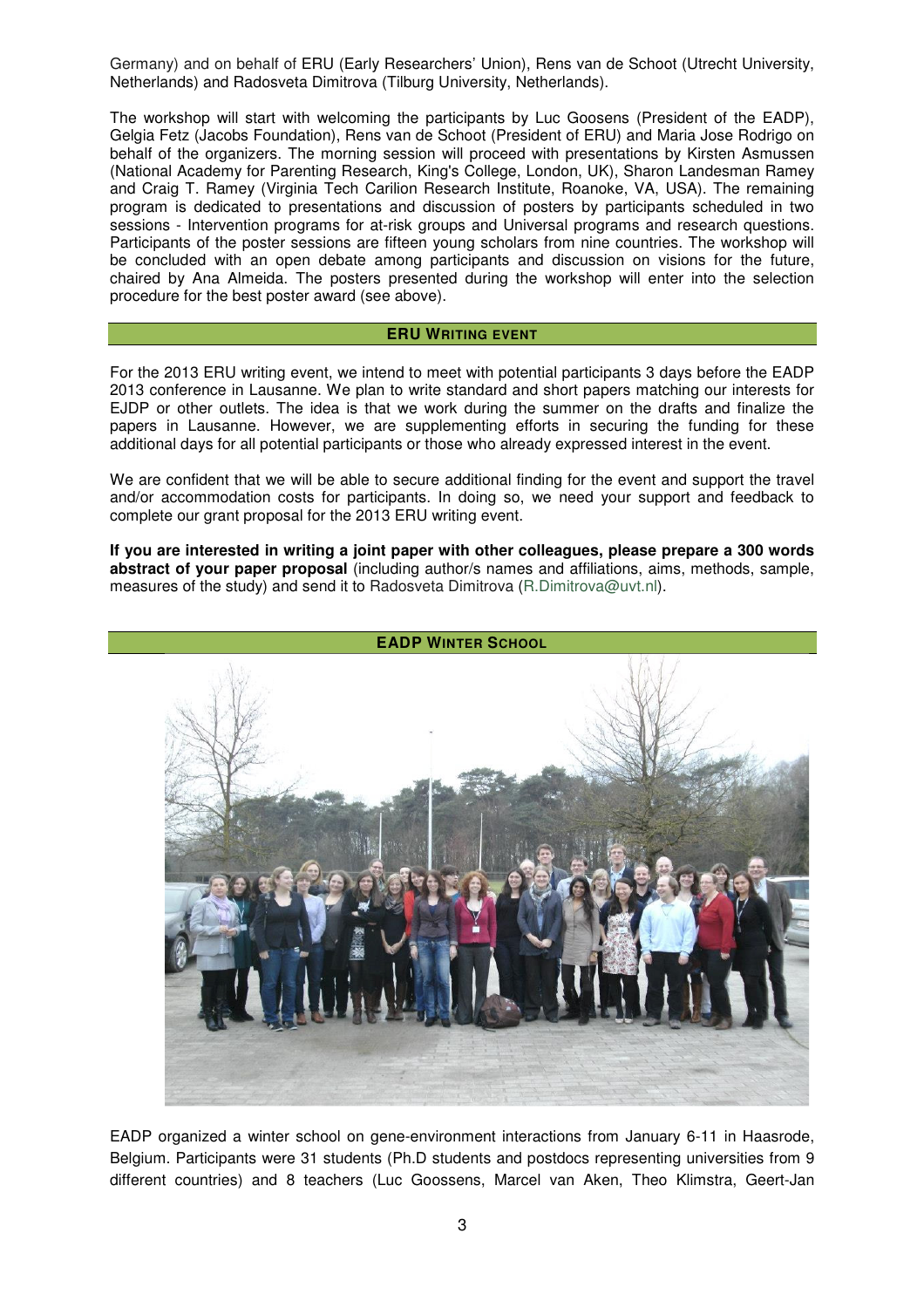Germany) and on behalf of ERU (Early Researchers' Union), Rens van de Schoot (Utrecht University, Netherlands) and Radosveta Dimitrova (Tilburg University, Netherlands).

The workshop will start with welcoming the participants by Luc Goosens (President of the EADP), Gelgia Fetz (Jacobs Foundation), Rens van de Schoot (President of ERU) and Maria Jose Rodrigo on behalf of the organizers. The morning session will proceed with presentations by Kirsten Asmussen (National Academy for Parenting Research, King's College, London, UK), Sharon Landesman Ramey and Craig T. Ramey (Virginia Tech Carilion Research Institute, Roanoke, VA, USA). The remaining program is dedicated to presentations and discussion of posters by participants scheduled in two sessions - Intervention programs for at-risk groups and Universal programs and research questions. Participants of the poster sessions are fifteen young scholars from nine countries. The workshop will be concluded with an open debate among participants and discussion on visions for the future, chaired by Ana Almeida. The posters presented during the workshop will enter into the selection procedure for the best poster award (see above).

## ERU Writing Event

For the 2013 ERU writing event, we intend to meet with potential participants 3 days before the EADP 2013 conference in Lausanne. We plan to write standard and short papers matching our interests for EJDP or other outlets. The idea is that we work during the summer on the drafts and finalize the papers in Lausanne. However, we are supplementing efforts in securing the funding for these additional days for all potential participants or those who already expressed interest in the event.

We are confident that we will be able to secure additional finding for the event and support the travel and/or accommodation costs for participants. In doing so, we need your support and feedback to complete our grant proposal for the 2013 ERU writing event.

**If you are interested in writing a joint paper with other colleagues, please prepare a 300 words abstract of your paper proposal** (including author/s names and affiliations, aims, methods, sample, measures of the study) and send it to Radosveta Dimitrova (R.Dimitrova@uvt.nl).

## EADP Winter School

EADP organized a winter school on gene-environment interactions from January 6-11 in Haasrode, Belgium. Participants were 31 students (Ph.D students and postdocs representing universities from 9 different countries) and 8 teachers (Luc Goossens, Marcel van Aken, Theo Klimstra, Geert-Jan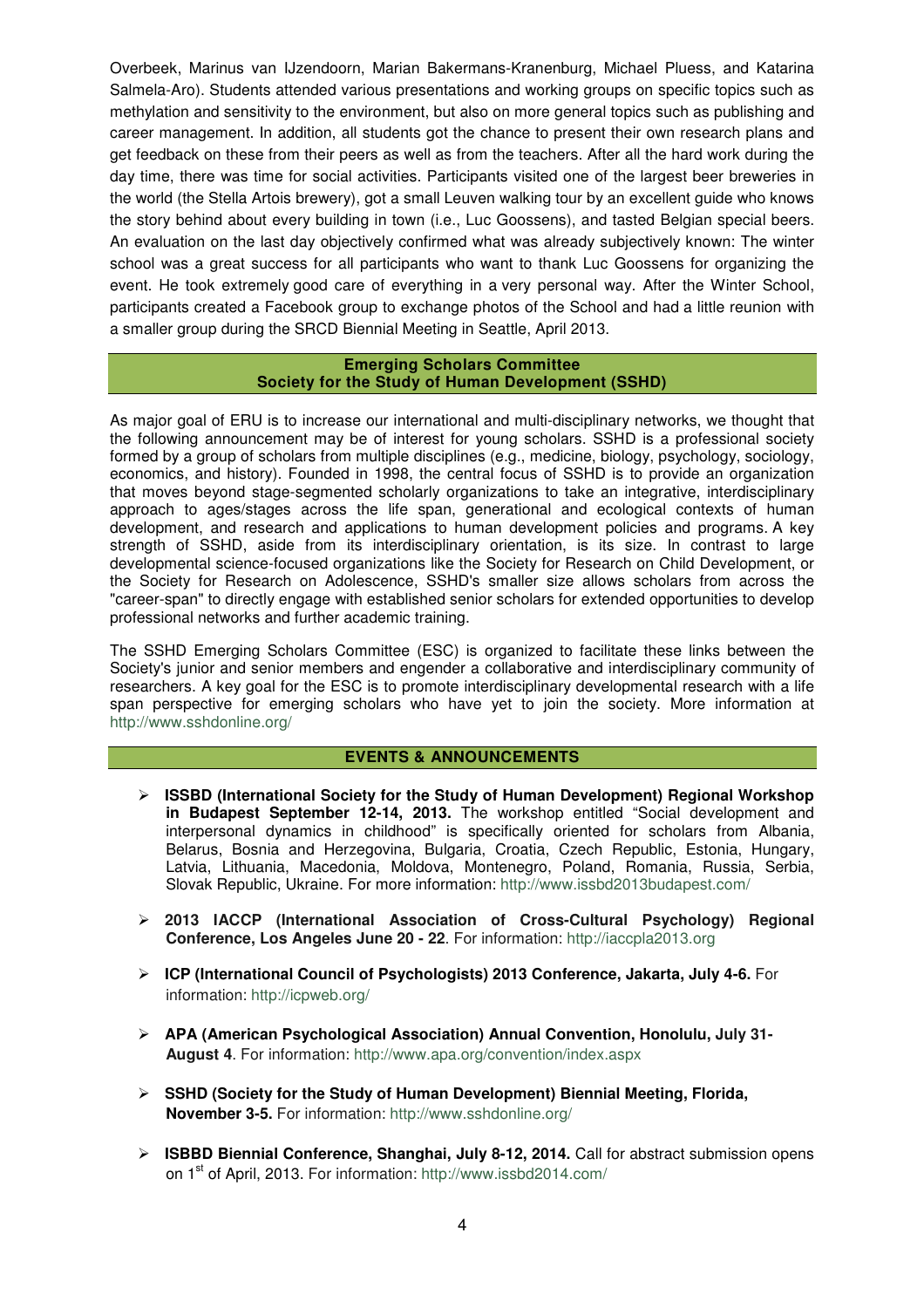Overbeek, Marinus van IJzendoorn, Marian Bakermans-Kranenburg, Michael Pluess, and Katarina Salmela-Aro). Students attended various presentations and working groups on specific topics such as methylation and sensitivity to the environment, but also on more general topics such as publishing and career management. In addition, all students got the chance to present their own research plans and get feedback on these from their peers as well as from the teachers. After all the hard work during the day time, there was time for social activities. Participants visited one of the largest beer breweries in the world (the Stella Artois brewery), got a small Leuven walking tour by an excellent guide who knows the story behind about every building in town (i.e., Luc Goossens), and tasted Belgian special beers. An evaluation on the last day objectively confirmed what was already subjectively known: The winter school was a great success for all participants who want to thank Luc Goossens for organizing the event. He took extremely good care of everything in a very personal way. After the Winter School, participants created a Facebook group to exchange photos of the School and had a little reunion with a smaller group during the SRCD Biennial Meeting in Seattle, April 2013.

## Emerging Scholars Committee
## Society for the Study of Human Development (SSHD)

As major goal of ERU is to increase our international and multi-disciplinary networks, we thought that the following announcement may be of interest for young scholars. SSHD is a professional society formed by a group of scholars from multiple disciplines (e.g., medicine, biology, psychology, sociology, economics, and history). Founded in 1998, the central focus of SSHD is to provide an organization that moves beyond stage-segmented scholarly organizations to take an integrative, interdisciplinary approach to ages/stages across the life span, generational and ecological contexts of human development, and research and applications to human development policies and programs. A key strength of SSHD, aside from its interdisciplinary orientation, is its size. In contrast to large developmental science-focused organizations like the Society for Research on Child Development, or the Society for Research on Adolescence, SSHD's smaller size allows scholars from across the "career-span" to directly engage with established senior scholars for extended opportunities to develop professional networks and further academic training.

The SSHD Emerging Scholars Committee (ESC) is organized to facilitate these links between the Society's junior and senior members and engender a collaborative and interdisciplinary community of researchers. A key goal for the ESC is to promote interdisciplinary developmental research with a life span perspective for emerging scholars who have yet to join the society. More information at http://www.sshdonline.org/

## EVENTS & ANNOUNCEMENTS

- **ISSBD (International Society for the Study of Human Development) Regional Workshop in Budapest September 12-14, 2013.** The workshop entitled "Social development and interpersonal dynamics in childhood" is specifically oriented for scholars from Albania, Belarus, Bosnia and Herzegovina, Bulgaria, Croatia, Czech Republic, Estonia, Hungary, Latvia, Lithuania, Macedonia, Moldova, Montenegro, Poland, Romania, Russia, Serbia, Slovak Republic, Ukraine. For more information: http://www.issbd2013budapest.com/

- **2013 IACCP (International Association of Cross-Cultural Psychology) Regional Conference, Los Angeles June 20 - 22**. For information: http://iaccpla2013.org

- **ICP (International Council of Psychologists) 2013 Conference, Jakarta, July 4-6.** For information: http://icpweb.org/

- **APA (American Psychological Association) Annual Convention, Honolulu, July 31-August 4**. For information: http://www.apa.org/convention/index.aspx

- **SSHD (Society for the Study of Human Development) Biennial Meeting, Florida, November 3-5.** For information: http://www.sshdonline.org/

- **ISBBD Biennial Conference, Shanghai, July 8-12, 2014.** Call for abstract submission opens on 1st of April, 2013. For information: http://www.issbd2014.com/